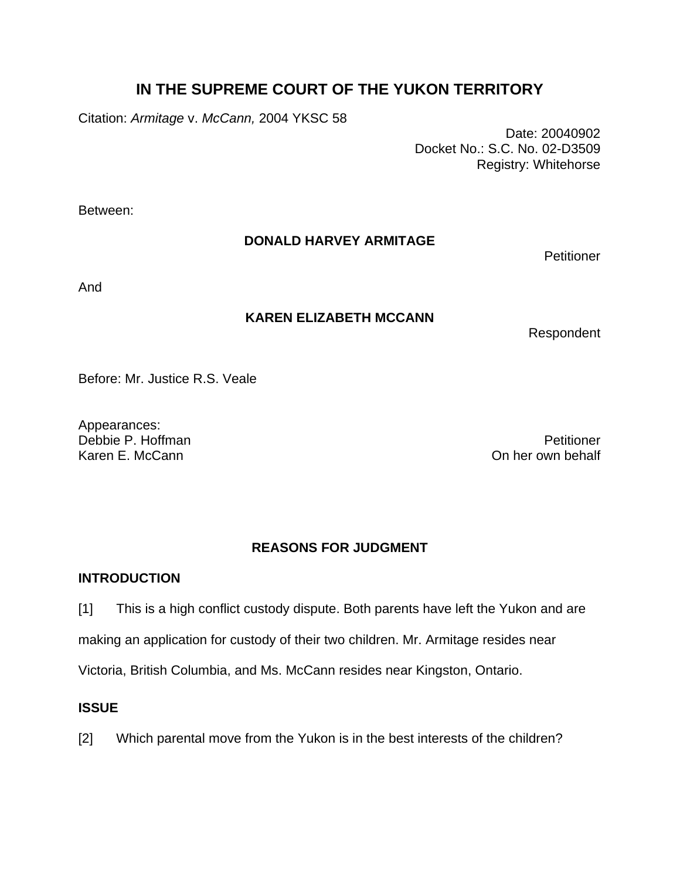# IN THE SUPREME COURT OF THE YUKON TERRITORY

Citation: *Armitage* v. *McCann,* 2004 YKSC 58

Date: 20040902
Docket No.: S.C. No. 02-D3509
Registry: Whitehorse

Between:

**DONALD HARVEY ARMITAGE**

Petitioner

And

**KAREN ELIZABETH MCCANN**

Respondent

Before: Mr. Justice R.S. Veale

Appearances:
Debbie P. Hoffman — Petitioner
Karen E. McCann — On her own behalf

## REASONS FOR JUDGMENT

### INTRODUCTION

[1] This is a high conflict custody dispute. Both parents have left the Yukon and are making an application for custody of their two children. Mr. Armitage resides near Victoria, British Columbia, and Ms. McCann resides near Kingston, Ontario.

### ISSUE

[2] Which parental move from the Yukon is in the best interests of the children?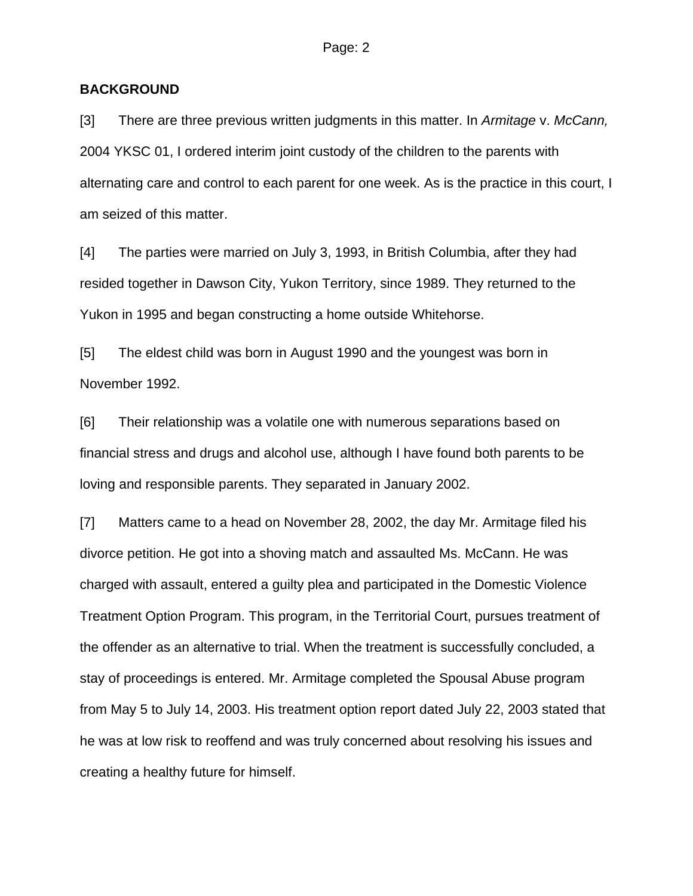## BACKGROUND

[3] There are three previous written judgments in this matter. In *Armitage* v. *McCann,* 2004 YKSC 01, I ordered interim joint custody of the children to the parents with alternating care and control to each parent for one week. As is the practice in this court, I am seized of this matter.

[4] The parties were married on July 3, 1993, in British Columbia, after they had resided together in Dawson City, Yukon Territory, since 1989. They returned to the Yukon in 1995 and began constructing a home outside Whitehorse.

[5] The eldest child was born in August 1990 and the youngest was born in November 1992.

[6] Their relationship was a volatile one with numerous separations based on financial stress and drugs and alcohol use, although I have found both parents to be loving and responsible parents. They separated in January 2002.

[7] Matters came to a head on November 28, 2002, the day Mr. Armitage filed his divorce petition. He got into a shoving match and assaulted Ms. McCann. He was charged with assault, entered a guilty plea and participated in the Domestic Violence Treatment Option Program. This program, in the Territorial Court, pursues treatment of the offender as an alternative to trial. When the treatment is successfully concluded, a stay of proceedings is entered. Mr. Armitage completed the Spousal Abuse program from May 5 to July 14, 2003. His treatment option report dated July 22, 2003 stated that he was at low risk to reoffend and was truly concerned about resolving his issues and creating a healthy future for himself.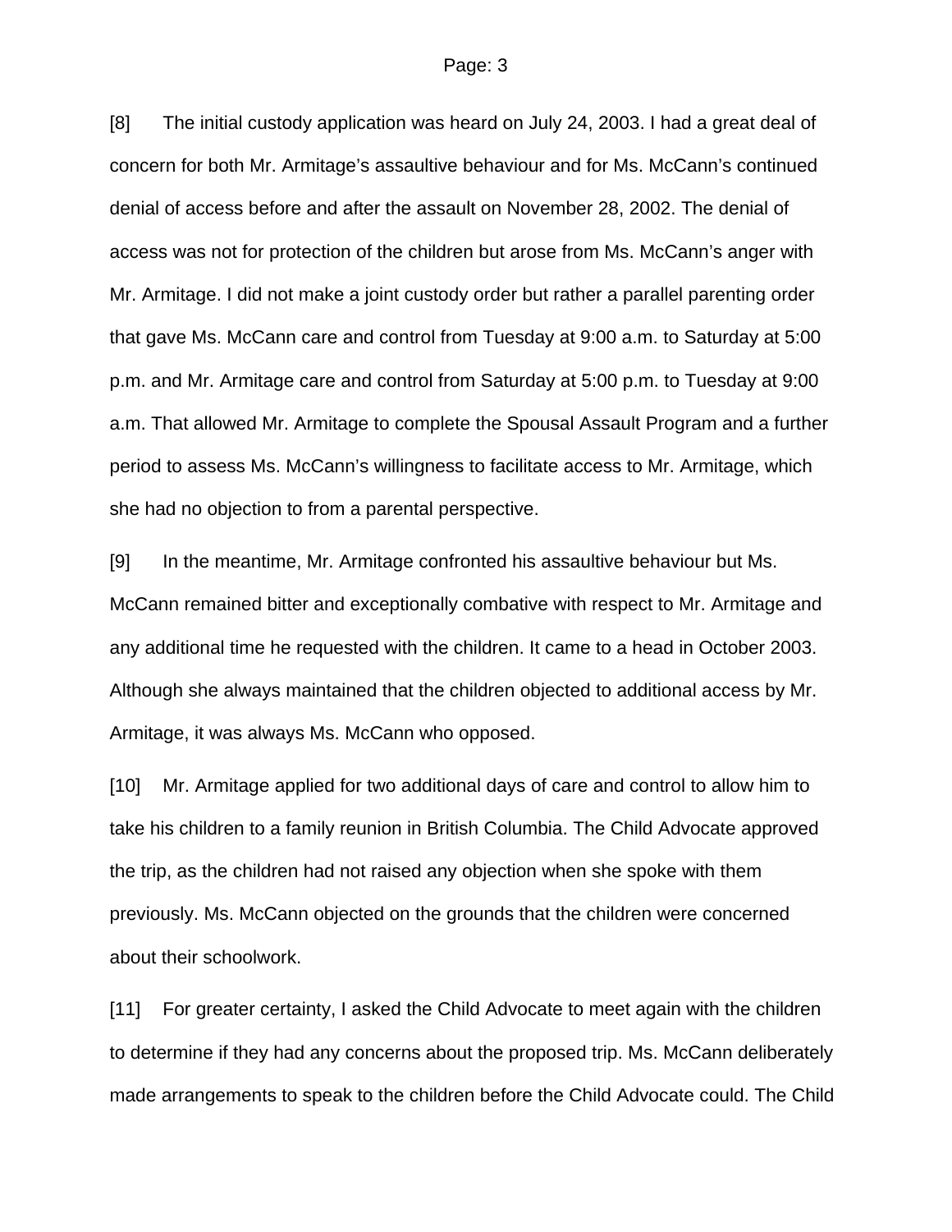[8] The initial custody application was heard on July 24, 2003. I had a great deal of concern for both Mr. Armitage's assaultive behaviour and for Ms. McCann's continued denial of access before and after the assault on November 28, 2002. The denial of access was not for protection of the children but arose from Ms. McCann's anger with Mr. Armitage. I did not make a joint custody order but rather a parallel parenting order that gave Ms. McCann care and control from Tuesday at 9:00 a.m. to Saturday at 5:00 p.m. and Mr. Armitage care and control from Saturday at 5:00 p.m. to Tuesday at 9:00 a.m. That allowed Mr. Armitage to complete the Spousal Assault Program and a further period to assess Ms. McCann's willingness to facilitate access to Mr. Armitage, which she had no objection to from a parental perspective.

[9] In the meantime, Mr. Armitage confronted his assaultive behaviour but Ms. McCann remained bitter and exceptionally combative with respect to Mr. Armitage and any additional time he requested with the children. It came to a head in October 2003. Although she always maintained that the children objected to additional access by Mr. Armitage, it was always Ms. McCann who opposed.

[10] Mr. Armitage applied for two additional days of care and control to allow him to take his children to a family reunion in British Columbia. The Child Advocate approved the trip, as the children had not raised any objection when she spoke with them previously. Ms. McCann objected on the grounds that the children were concerned about their schoolwork.

[11] For greater certainty, I asked the Child Advocate to meet again with the children to determine if they had any concerns about the proposed trip. Ms. McCann deliberately made arrangements to speak to the children before the Child Advocate could. The Child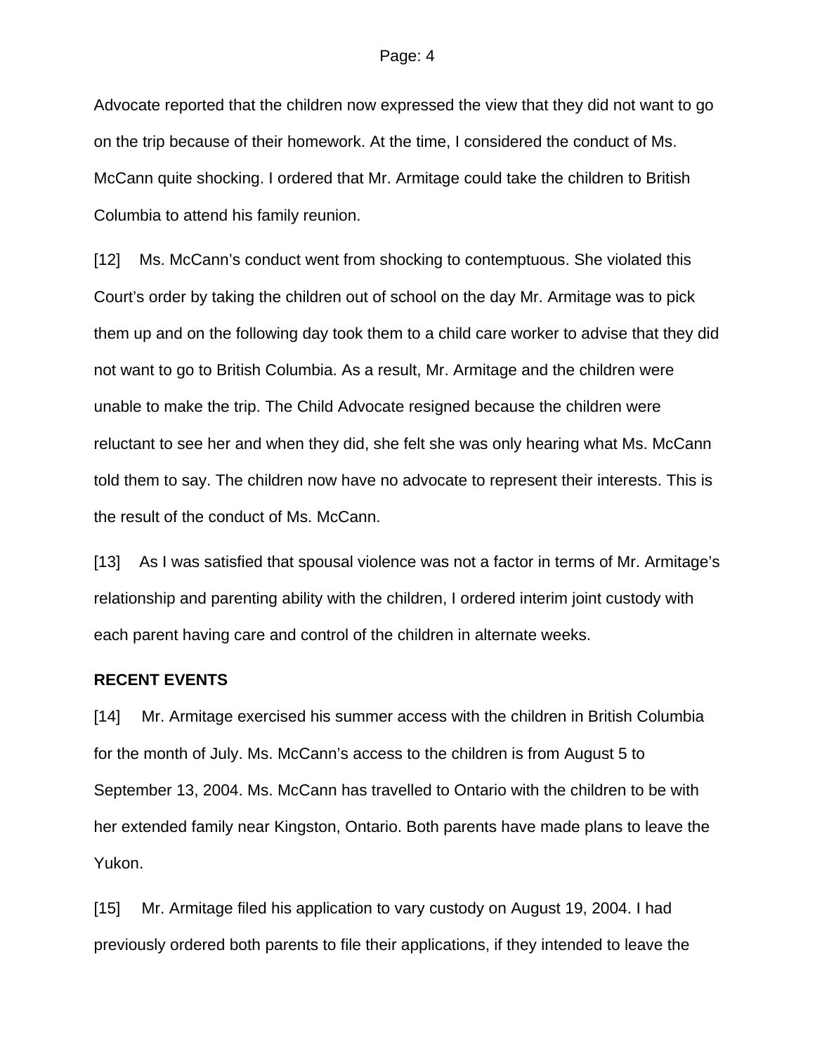Advocate reported that the children now expressed the view that they did not want to go on the trip because of their homework. At the time, I considered the conduct of Ms. McCann quite shocking. I ordered that Mr. Armitage could take the children to British Columbia to attend his family reunion.

[12] Ms. McCann's conduct went from shocking to contemptuous. She violated this Court's order by taking the children out of school on the day Mr. Armitage was to pick them up and on the following day took them to a child care worker to advise that they did not want to go to British Columbia. As a result, Mr. Armitage and the children were unable to make the trip. The Child Advocate resigned because the children were reluctant to see her and when they did, she felt she was only hearing what Ms. McCann told them to say. The children now have no advocate to represent their interests. This is the result of the conduct of Ms. McCann.

[13] As I was satisfied that spousal violence was not a factor in terms of Mr. Armitage's relationship and parenting ability with the children, I ordered interim joint custody with each parent having care and control of the children in alternate weeks.

**RECENT EVENTS**

[14] Mr. Armitage exercised his summer access with the children in British Columbia for the month of July. Ms. McCann's access to the children is from August 5 to September 13, 2004. Ms. McCann has travelled to Ontario with the children to be with her extended family near Kingston, Ontario. Both parents have made plans to leave the Yukon.

[15] Mr. Armitage filed his application to vary custody on August 19, 2004. I had previously ordered both parents to file their applications, if they intended to leave the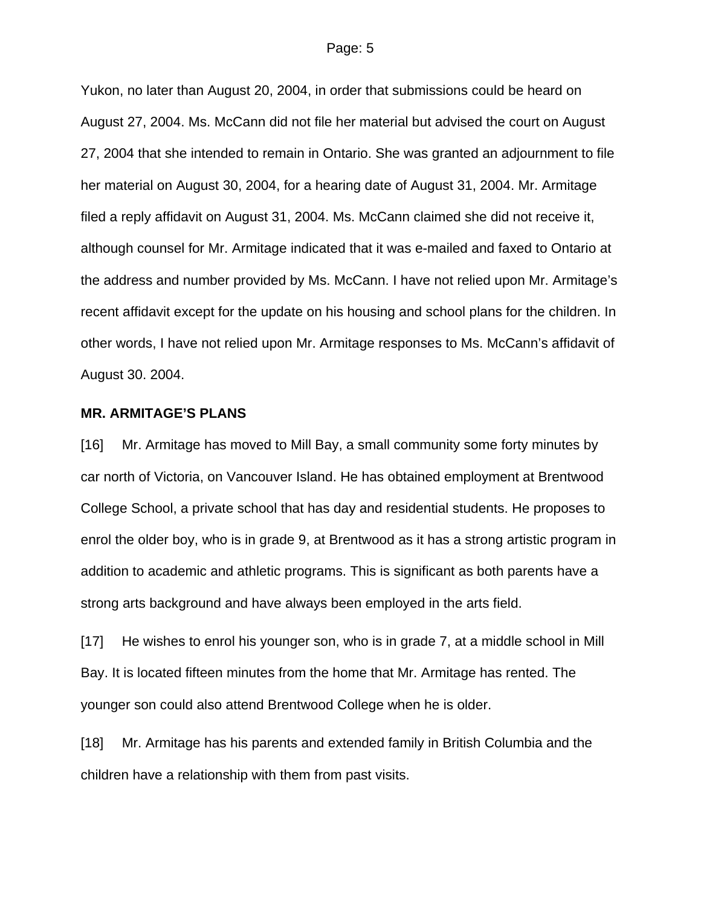Yukon, no later than August 20, 2004, in order that submissions could be heard on August 27, 2004. Ms. McCann did not file her material but advised the court on August 27, 2004 that she intended to remain in Ontario. She was granted an adjournment to file her material on August 30, 2004, for a hearing date of August 31, 2004. Mr. Armitage filed a reply affidavit on August 31, 2004. Ms. McCann claimed she did not receive it, although counsel for Mr. Armitage indicated that it was e-mailed and faxed to Ontario at the address and number provided by Ms. McCann. I have not relied upon Mr. Armitage's recent affidavit except for the update on his housing and school plans for the children. In other words, I have not relied upon Mr. Armitage responses to Ms. McCann's affidavit of August 30. 2004.

**MR. ARMITAGE'S PLANS**

[16] Mr. Armitage has moved to Mill Bay, a small community some forty minutes by car north of Victoria, on Vancouver Island. He has obtained employment at Brentwood College School, a private school that has day and residential students. He proposes to enrol the older boy, who is in grade 9, at Brentwood as it has a strong artistic program in addition to academic and athletic programs. This is significant as both parents have a strong arts background and have always been employed in the arts field.

[17] He wishes to enrol his younger son, who is in grade 7, at a middle school in Mill Bay. It is located fifteen minutes from the home that Mr. Armitage has rented. The younger son could also attend Brentwood College when he is older.

[18] Mr. Armitage has his parents and extended family in British Columbia and the children have a relationship with them from past visits.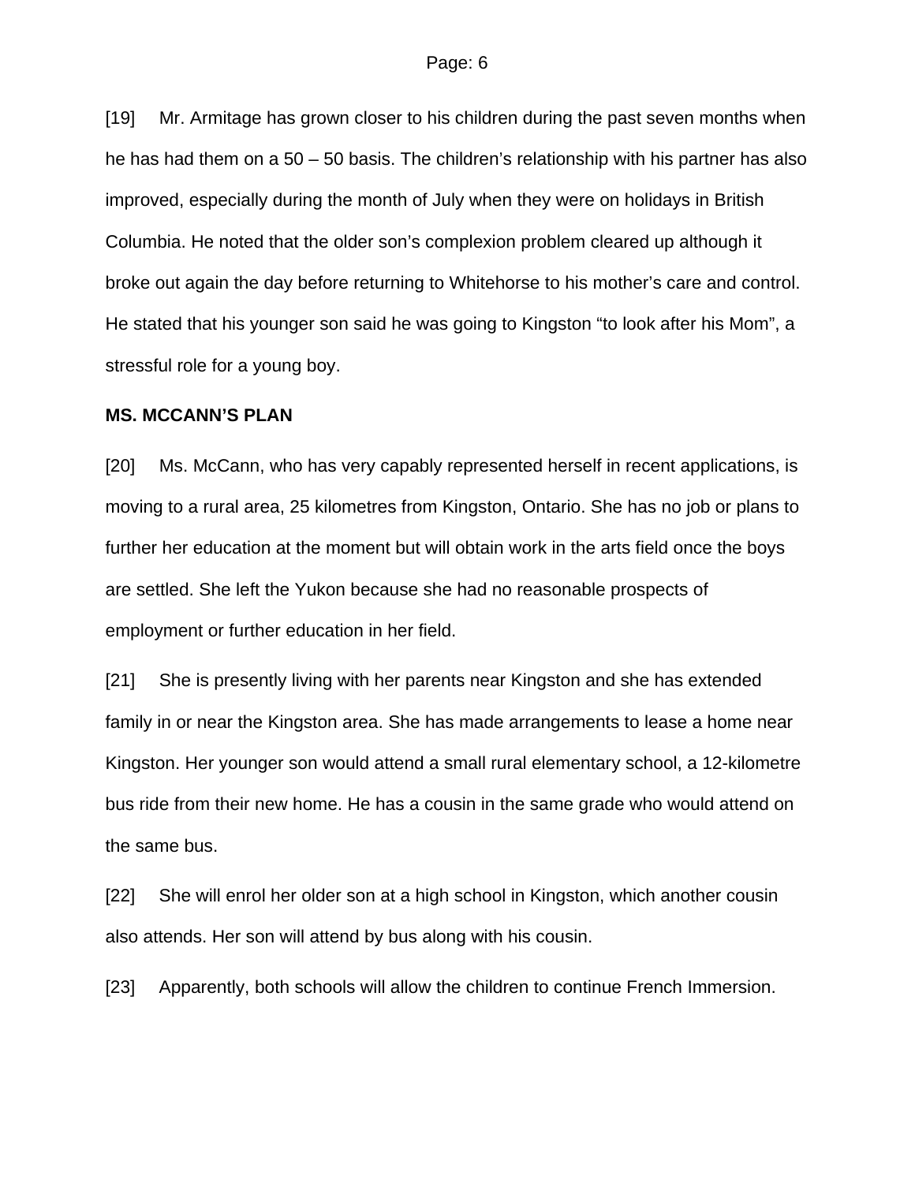[19] Mr. Armitage has grown closer to his children during the past seven months when he has had them on a 50 – 50 basis. The children's relationship with his partner has also improved, especially during the month of July when they were on holidays in British Columbia. He noted that the older son's complexion problem cleared up although it broke out again the day before returning to Whitehorse to his mother's care and control. He stated that his younger son said he was going to Kingston "to look after his Mom", a stressful role for a young boy.

**MS. MCCANN'S PLAN**

[20] Ms. McCann, who has very capably represented herself in recent applications, is moving to a rural area, 25 kilometres from Kingston, Ontario. She has no job or plans to further her education at the moment but will obtain work in the arts field once the boys are settled. She left the Yukon because she had no reasonable prospects of employment or further education in her field.

[21] She is presently living with her parents near Kingston and she has extended family in or near the Kingston area. She has made arrangements to lease a home near Kingston. Her younger son would attend a small rural elementary school, a 12-kilometre bus ride from their new home. He has a cousin in the same grade who would attend on the same bus.

[22] She will enrol her older son at a high school in Kingston, which another cousin also attends. Her son will attend by bus along with his cousin.

[23] Apparently, both schools will allow the children to continue French Immersion.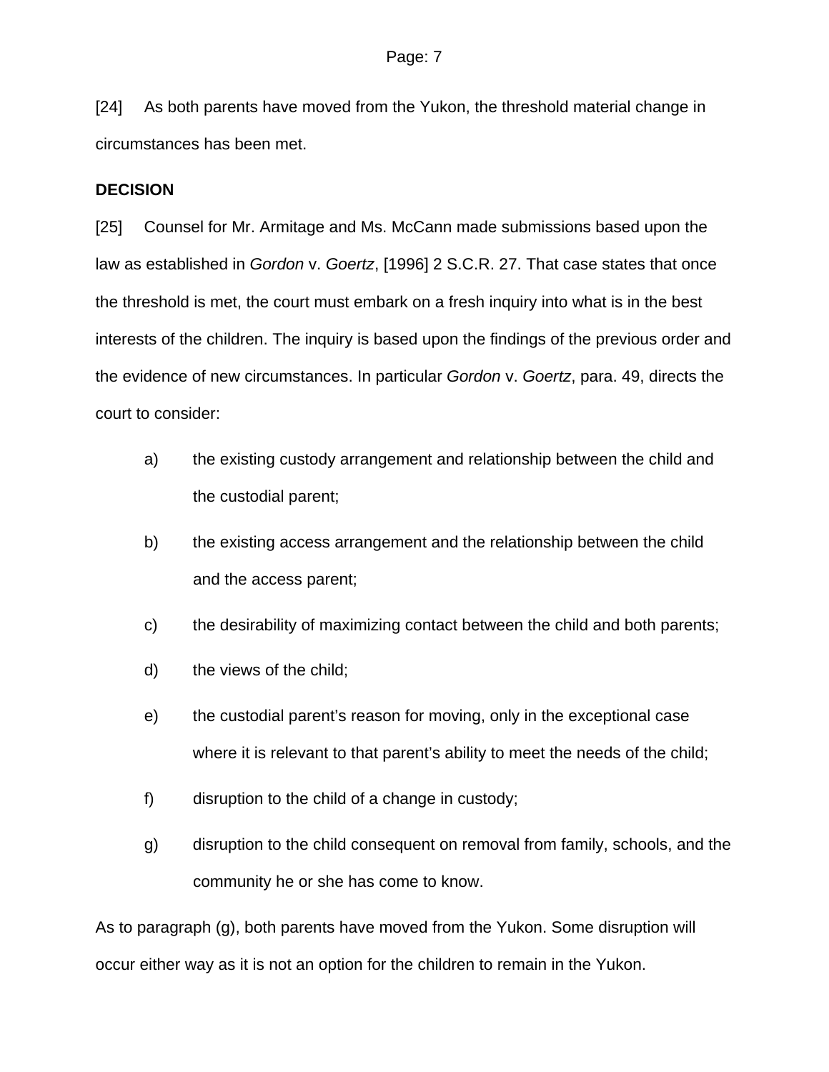[24] As both parents have moved from the Yukon, the threshold material change in circumstances has been met.

**DECISION**

[25] Counsel for Mr. Armitage and Ms. McCann made submissions based upon the law as established in *Gordon* v. *Goertz*, [1996] 2 S.C.R. 27. That case states that once the threshold is met, the court must embark on a fresh inquiry into what is in the best interests of the children. The inquiry is based upon the findings of the previous order and the evidence of new circumstances. In particular *Gordon* v. *Goertz*, para. 49, directs the court to consider:

a) the existing custody arrangement and relationship between the child and the custodial parent;

b) the existing access arrangement and the relationship between the child and the access parent;

c) the desirability of maximizing contact between the child and both parents;

d) the views of the child;

e) the custodial parent's reason for moving, only in the exceptional case where it is relevant to that parent's ability to meet the needs of the child;

f) disruption to the child of a change in custody;

g) disruption to the child consequent on removal from family, schools, and the community he or she has come to know.

As to paragraph (g), both parents have moved from the Yukon. Some disruption will occur either way as it is not an option for the children to remain in the Yukon.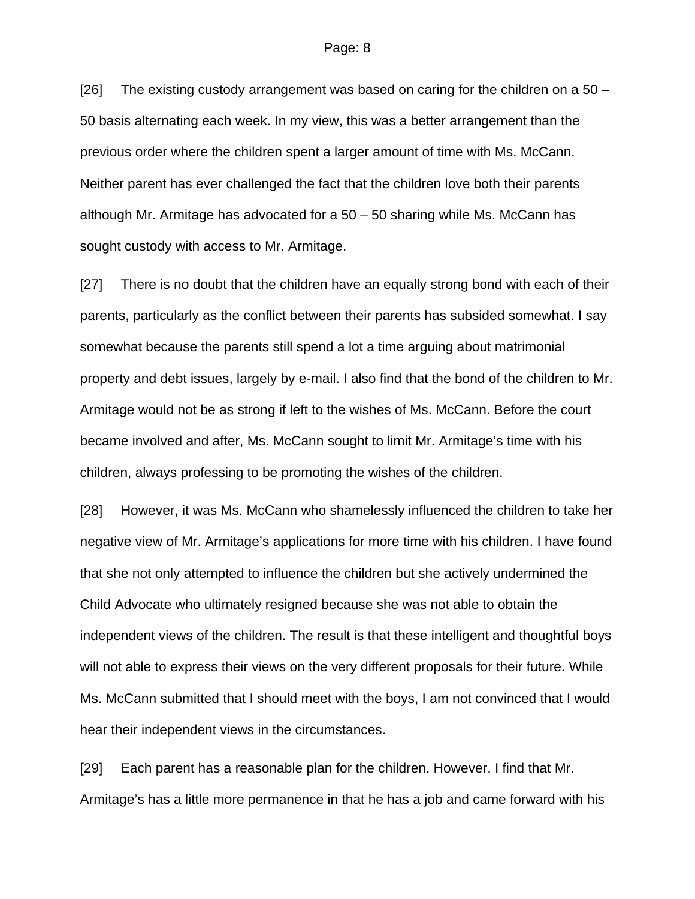[26] The existing custody arrangement was based on caring for the children on a 50 – 50 basis alternating each week. In my view, this was a better arrangement than the previous order where the children spent a larger amount of time with Ms. McCann. Neither parent has ever challenged the fact that the children love both their parents although Mr. Armitage has advocated for a 50 – 50 sharing while Ms. McCann has sought custody with access to Mr. Armitage.

[27] There is no doubt that the children have an equally strong bond with each of their parents, particularly as the conflict between their parents has subsided somewhat. I say somewhat because the parents still spend a lot a time arguing about matrimonial property and debt issues, largely by e-mail. I also find that the bond of the children to Mr. Armitage would not be as strong if left to the wishes of Ms. McCann. Before the court became involved and after, Ms. McCann sought to limit Mr. Armitage's time with his children, always professing to be promoting the wishes of the children.

[28] However, it was Ms. McCann who shamelessly influenced the children to take her negative view of Mr. Armitage's applications for more time with his children. I have found that she not only attempted to influence the children but she actively undermined the Child Advocate who ultimately resigned because she was not able to obtain the independent views of the children. The result is that these intelligent and thoughtful boys will not able to express their views on the very different proposals for their future. While Ms. McCann submitted that I should meet with the boys, I am not convinced that I would hear their independent views in the circumstances.

[29] Each parent has a reasonable plan for the children. However, I find that Mr. Armitage's has a little more permanence in that he has a job and came forward with his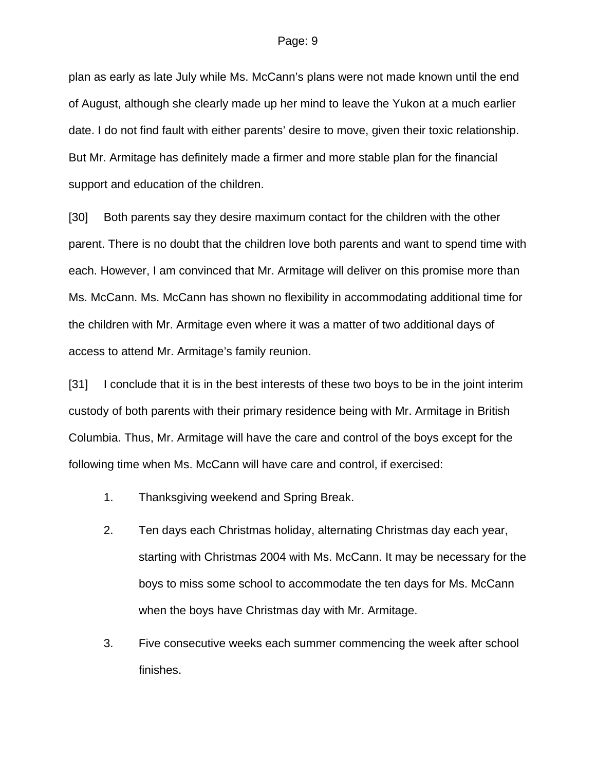plan as early as late July while Ms. McCann's plans were not made known until the end of August, although she clearly made up her mind to leave the Yukon at a much earlier date. I do not find fault with either parents' desire to move, given their toxic relationship. But Mr. Armitage has definitely made a firmer and more stable plan for the financial support and education of the children.

[30] Both parents say they desire maximum contact for the children with the other parent. There is no doubt that the children love both parents and want to spend time with each. However, I am convinced that Mr. Armitage will deliver on this promise more than Ms. McCann. Ms. McCann has shown no flexibility in accommodating additional time for the children with Mr. Armitage even where it was a matter of two additional days of access to attend Mr. Armitage's family reunion.

[31] I conclude that it is in the best interests of these two boys to be in the joint interim custody of both parents with their primary residence being with Mr. Armitage in British Columbia. Thus, Mr. Armitage will have the care and control of the boys except for the following time when Ms. McCann will have care and control, if exercised:

1. Thanksgiving weekend and Spring Break.

2. Ten days each Christmas holiday, alternating Christmas day each year, starting with Christmas 2004 with Ms. McCann. It may be necessary for the boys to miss some school to accommodate the ten days for Ms. McCann when the boys have Christmas day with Mr. Armitage.

3. Five consecutive weeks each summer commencing the week after school finishes.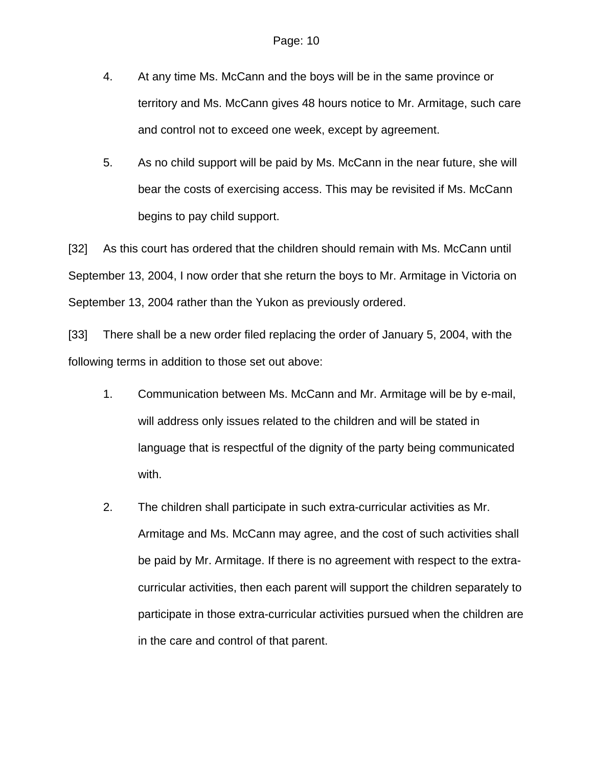4. At any time Ms. McCann and the boys will be in the same province or territory and Ms. McCann gives 48 hours notice to Mr. Armitage, such care and control not to exceed one week, except by agreement.

5. As no child support will be paid by Ms. McCann in the near future, she will bear the costs of exercising access. This may be revisited if Ms. McCann begins to pay child support.

[32] As this court has ordered that the children should remain with Ms. McCann until September 13, 2004, I now order that she return the boys to Mr. Armitage in Victoria on September 13, 2004 rather than the Yukon as previously ordered.

[33] There shall be a new order filed replacing the order of January 5, 2004, with the following terms in addition to those set out above:

1. Communication between Ms. McCann and Mr. Armitage will be by e-mail, will address only issues related to the children and will be stated in language that is respectful of the dignity of the party being communicated with.

2. The children shall participate in such extra-curricular activities as Mr. Armitage and Ms. McCann may agree, and the cost of such activities shall be paid by Mr. Armitage. If there is no agreement with respect to the extra-curricular activities, then each parent will support the children separately to participate in those extra-curricular activities pursued when the children are in the care and control of that parent.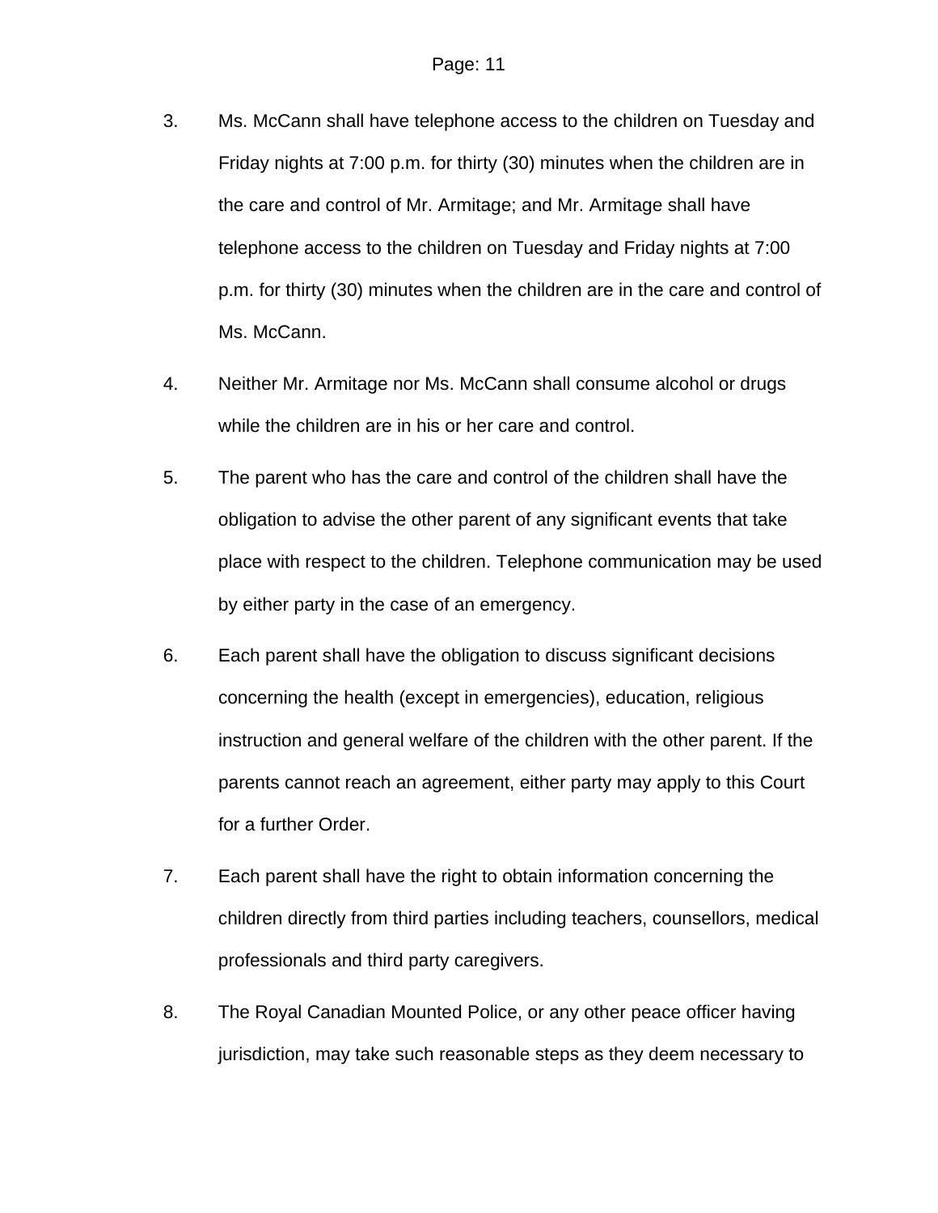3. Ms. McCann shall have telephone access to the children on Tuesday and Friday nights at 7:00 p.m. for thirty (30) minutes when the children are in the care and control of Mr. Armitage; and Mr. Armitage shall have telephone access to the children on Tuesday and Friday nights at 7:00 p.m. for thirty (30) minutes when the children are in the care and control of Ms. McCann.

4. Neither Mr. Armitage nor Ms. McCann shall consume alcohol or drugs while the children are in his or her care and control.

5. The parent who has the care and control of the children shall have the obligation to advise the other parent of any significant events that take place with respect to the children. Telephone communication may be used by either party in the case of an emergency.

6. Each parent shall have the obligation to discuss significant decisions concerning the health (except in emergencies), education, religious instruction and general welfare of the children with the other parent. If the parents cannot reach an agreement, either party may apply to this Court for a further Order.

7. Each parent shall have the right to obtain information concerning the children directly from third parties including teachers, counsellors, medical professionals and third party caregivers.

8. The Royal Canadian Mounted Police, or any other peace officer having jurisdiction, may take such reasonable steps as they deem necessary to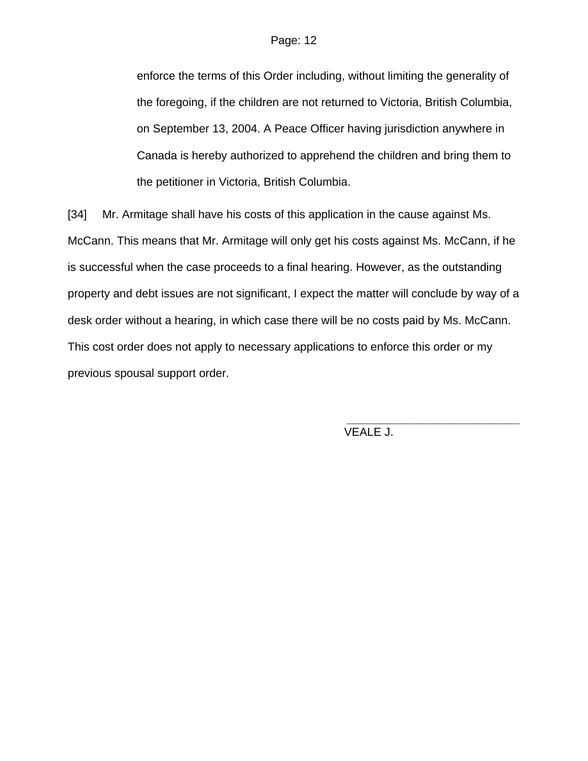enforce the terms of this Order including, without limiting the generality of the foregoing, if the children are not returned to Victoria, British Columbia, on September 13, 2004. A Peace Officer having jurisdiction anywhere in Canada is hereby authorized to apprehend the children and bring them to the petitioner in Victoria, British Columbia.

[34] Mr. Armitage shall have his costs of this application in the cause against Ms. McCann. This means that Mr. Armitage will only get his costs against Ms. McCann, if he is successful when the case proceeds to a final hearing. However, as the outstanding property and debt issues are not significant, I expect the matter will conclude by way of a desk order without a hearing, in which case there will be no costs paid by Ms. McCann. This cost order does not apply to necessary applications to enforce this order or my previous spousal support order.

\_\_\_\_\_\_\_\_\_\_\_\_\_\_\_\_\_\_\_\_\_\_\_\_\_\_\_\_\_\_

VEALE J.